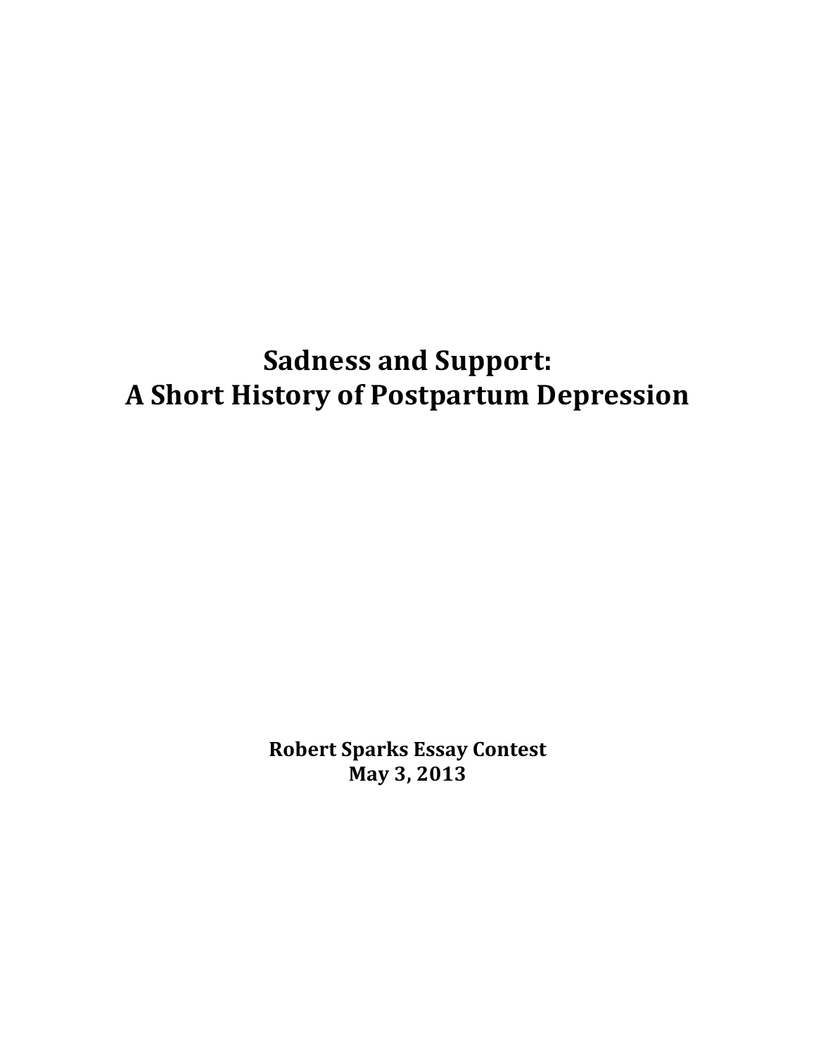# Sadness and Support: A Short History of Postpartum Depression

**Robert Sparks Essay Contest**
**May 3, 2013**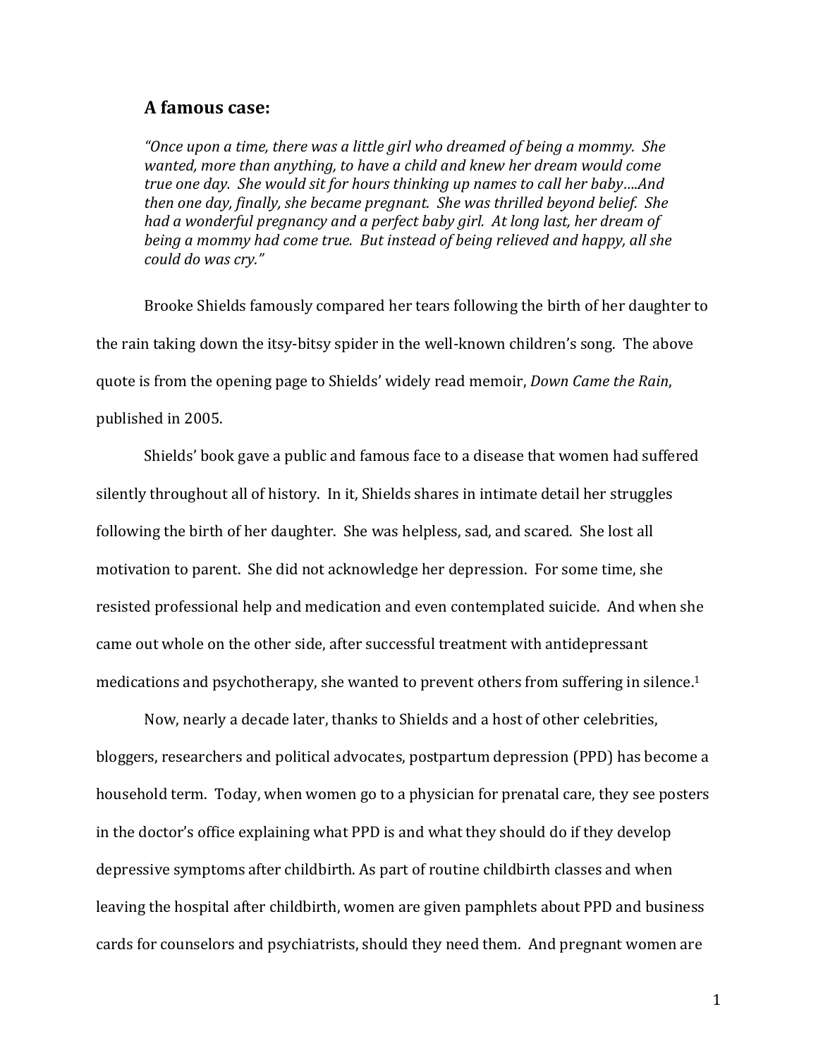## A famous case:

> *"Once upon a time, there was a little girl who dreamed of being a mommy. She wanted, more than anything, to have a child and knew her dream would come true one day. She would sit for hours thinking up names to call her baby….And then one day, finally, she became pregnant. She was thrilled beyond belief. She had a wonderful pregnancy and a perfect baby girl. At long last, her dream of being a mommy had come true. But instead of being relieved and happy, all she could do was cry."*

Brooke Shields famously compared her tears following the birth of her daughter to the rain taking down the itsy-bitsy spider in the well-known children's song. The above quote is from the opening page to Shields' widely read memoir, *Down Came the Rain*, published in 2005.

Shields' book gave a public and famous face to a disease that women had suffered silently throughout all of history. In it, Shields shares in intimate detail her struggles following the birth of her daughter. She was helpless, sad, and scared. She lost all motivation to parent. She did not acknowledge her depression. For some time, she resisted professional help and medication and even contemplated suicide. And when she came out whole on the other side, after successful treatment with antidepressant medications and psychotherapy, she wanted to prevent others from suffering in silence.[1]

Now, nearly a decade later, thanks to Shields and a host of other celebrities, bloggers, researchers and political advocates, postpartum depression (PPD) has become a household term. Today, when women go to a physician for prenatal care, they see posters in the doctor's office explaining what PPD is and what they should do if they develop depressive symptoms after childbirth. As part of routine childbirth classes and when leaving the hospital after childbirth, women are given pamphlets about PPD and business cards for counselors and psychiatrists, should they need them. And pregnant women are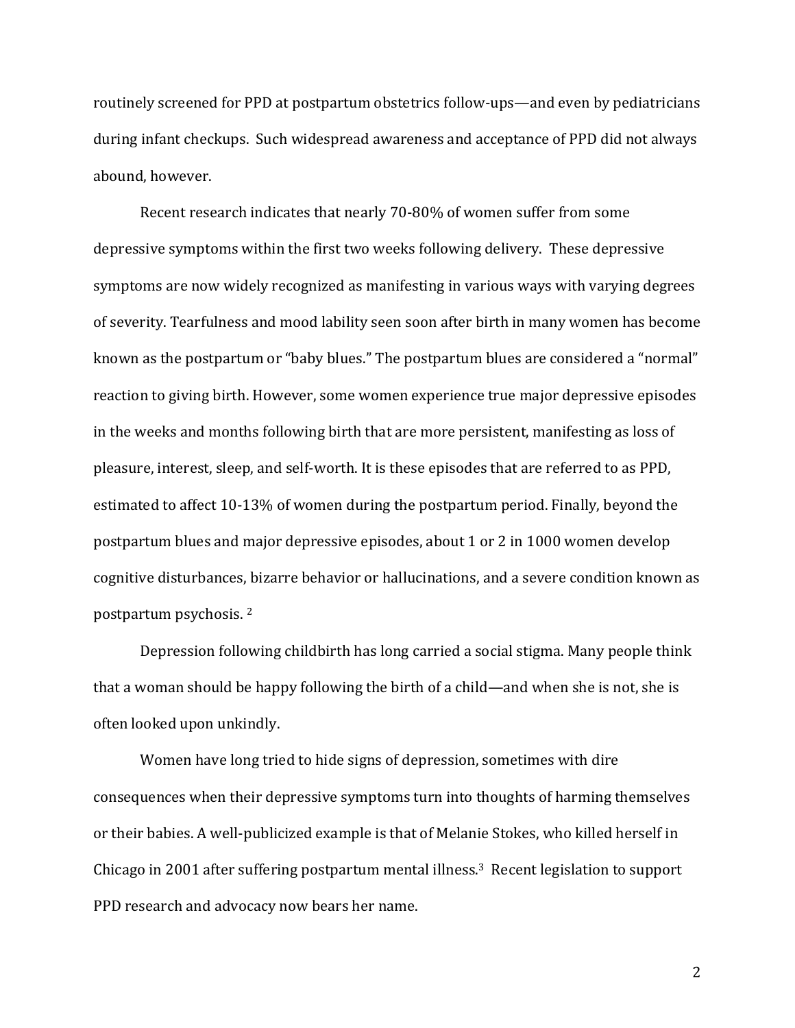routinely screened for PPD at postpartum obstetrics follow-ups—and even by pediatricians during infant checkups. Such widespread awareness and acceptance of PPD did not always abound, however.

Recent research indicates that nearly 70-80% of women suffer from some depressive symptoms within the first two weeks following delivery. These depressive symptoms are now widely recognized as manifesting in various ways with varying degrees of severity. Tearfulness and mood lability seen soon after birth in many women has become known as the postpartum or "baby blues." The postpartum blues are considered a "normal" reaction to giving birth. However, some women experience true major depressive episodes in the weeks and months following birth that are more persistent, manifesting as loss of pleasure, interest, sleep, and self-worth. It is these episodes that are referred to as PPD, estimated to affect 10-13% of women during the postpartum period. Finally, beyond the postpartum blues and major depressive episodes, about 1 or 2 in 1000 women develop cognitive disturbances, bizarre behavior or hallucinations, and a severe condition known as postpartum psychosis. [2]

Depression following childbirth has long carried a social stigma. Many people think that a woman should be happy following the birth of a child—and when she is not, she is often looked upon unkindly.

Women have long tried to hide signs of depression, sometimes with dire consequences when their depressive symptoms turn into thoughts of harming themselves or their babies. A well-publicized example is that of Melanie Stokes, who killed herself in Chicago in 2001 after suffering postpartum mental illness.[3] Recent legislation to support PPD research and advocacy now bears her name.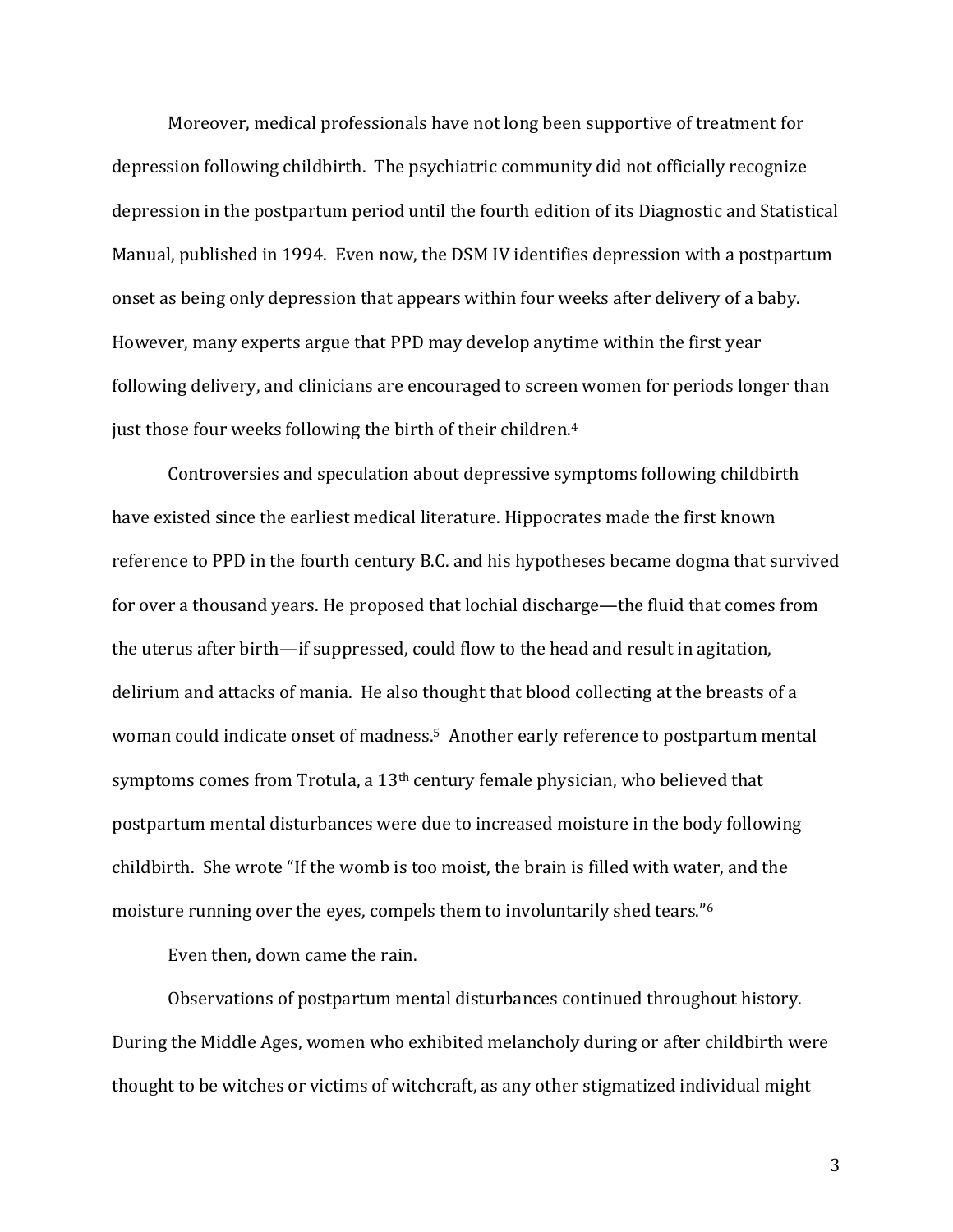Moreover, medical professionals have not long been supportive of treatment for depression following childbirth. The psychiatric community did not officially recognize depression in the postpartum period until the fourth edition of its Diagnostic and Statistical Manual, published in 1994. Even now, the DSM IV identifies depression with a postpartum onset as being only depression that appears within four weeks after delivery of a baby. However, many experts argue that PPD may develop anytime within the first year following delivery, and clinicians are encouraged to screen women for periods longer than just those four weeks following the birth of their children.[4]

Controversies and speculation about depressive symptoms following childbirth have existed since the earliest medical literature. Hippocrates made the first known reference to PPD in the fourth century B.C. and his hypotheses became dogma that survived for over a thousand years. He proposed that lochial discharge—the fluid that comes from the uterus after birth—if suppressed, could flow to the head and result in agitation, delirium and attacks of mania. He also thought that blood collecting at the breasts of a woman could indicate onset of madness.[5] Another early reference to postpartum mental symptoms comes from Trotula, a 13th century female physician, who believed that postpartum mental disturbances were due to increased moisture in the body following childbirth. She wrote "If the womb is too moist, the brain is filled with water, and the moisture running over the eyes, compels them to involuntarily shed tears."[6]

Even then, down came the rain.

Observations of postpartum mental disturbances continued throughout history. During the Middle Ages, women who exhibited melancholy during or after childbirth were thought to be witches or victims of witchcraft, as any other stigmatized individual might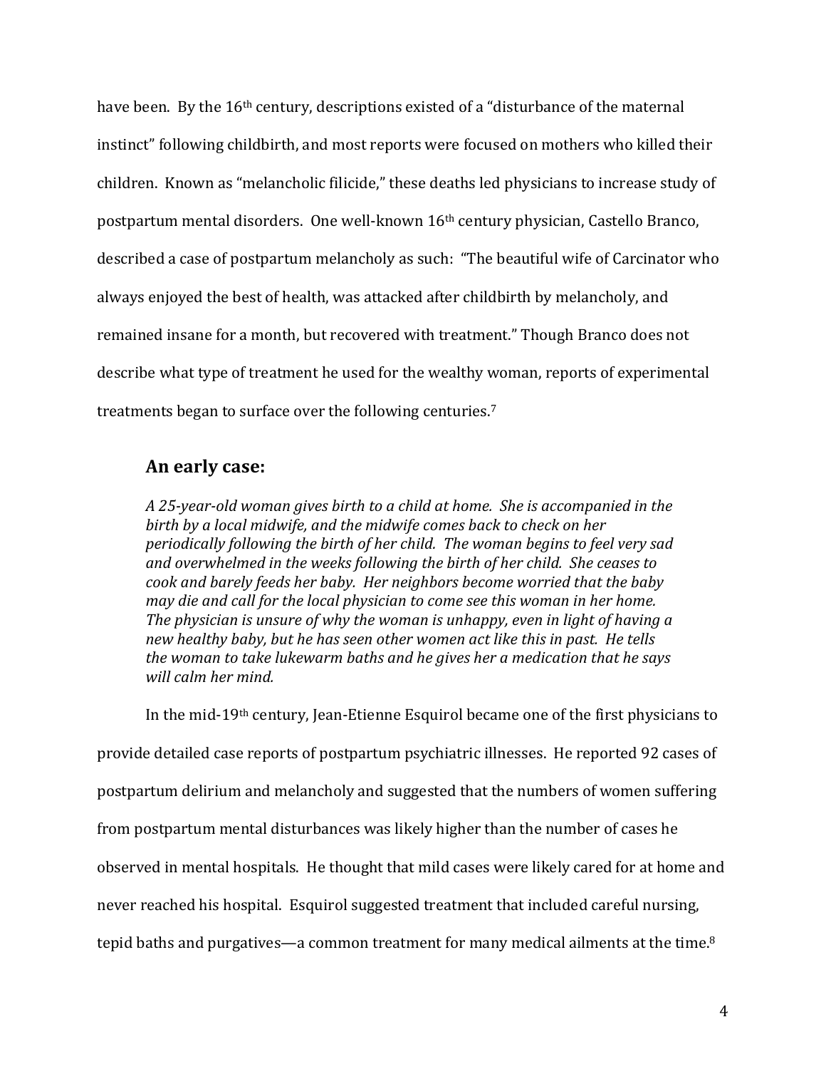have been. By the 16th century, descriptions existed of a "disturbance of the maternal instinct" following childbirth, and most reports were focused on mothers who killed their children. Known as "melancholic filicide," these deaths led physicians to increase study of postpartum mental disorders. One well-known 16th century physician, Castello Branco, described a case of postpartum melancholy as such: "The beautiful wife of Carcinator who always enjoyed the best of health, was attacked after childbirth by melancholy, and remained insane for a month, but recovered with treatment." Though Branco does not describe what type of treatment he used for the wealthy woman, reports of experimental treatments began to surface over the following centuries.[7]

## An early case:

*A 25-year-old woman gives birth to a child at home. She is accompanied in the birth by a local midwife, and the midwife comes back to check on her periodically following the birth of her child. The woman begins to feel very sad and overwhelmed in the weeks following the birth of her child. She ceases to cook and barely feeds her baby. Her neighbors become worried that the baby may die and call for the local physician to come see this woman in her home. The physician is unsure of why the woman is unhappy, even in light of having a new healthy baby, but he has seen other women act like this in past. He tells the woman to take lukewarm baths and he gives her a medication that he says will calm her mind.*

In the mid-19th century, Jean-Etienne Esquirol became one of the first physicians to provide detailed case reports of postpartum psychiatric illnesses. He reported 92 cases of postpartum delirium and melancholy and suggested that the numbers of women suffering from postpartum mental disturbances was likely higher than the number of cases he observed in mental hospitals. He thought that mild cases were likely cared for at home and never reached his hospital. Esquirol suggested treatment that included careful nursing, tepid baths and purgatives—a common treatment for many medical ailments at the time.[8]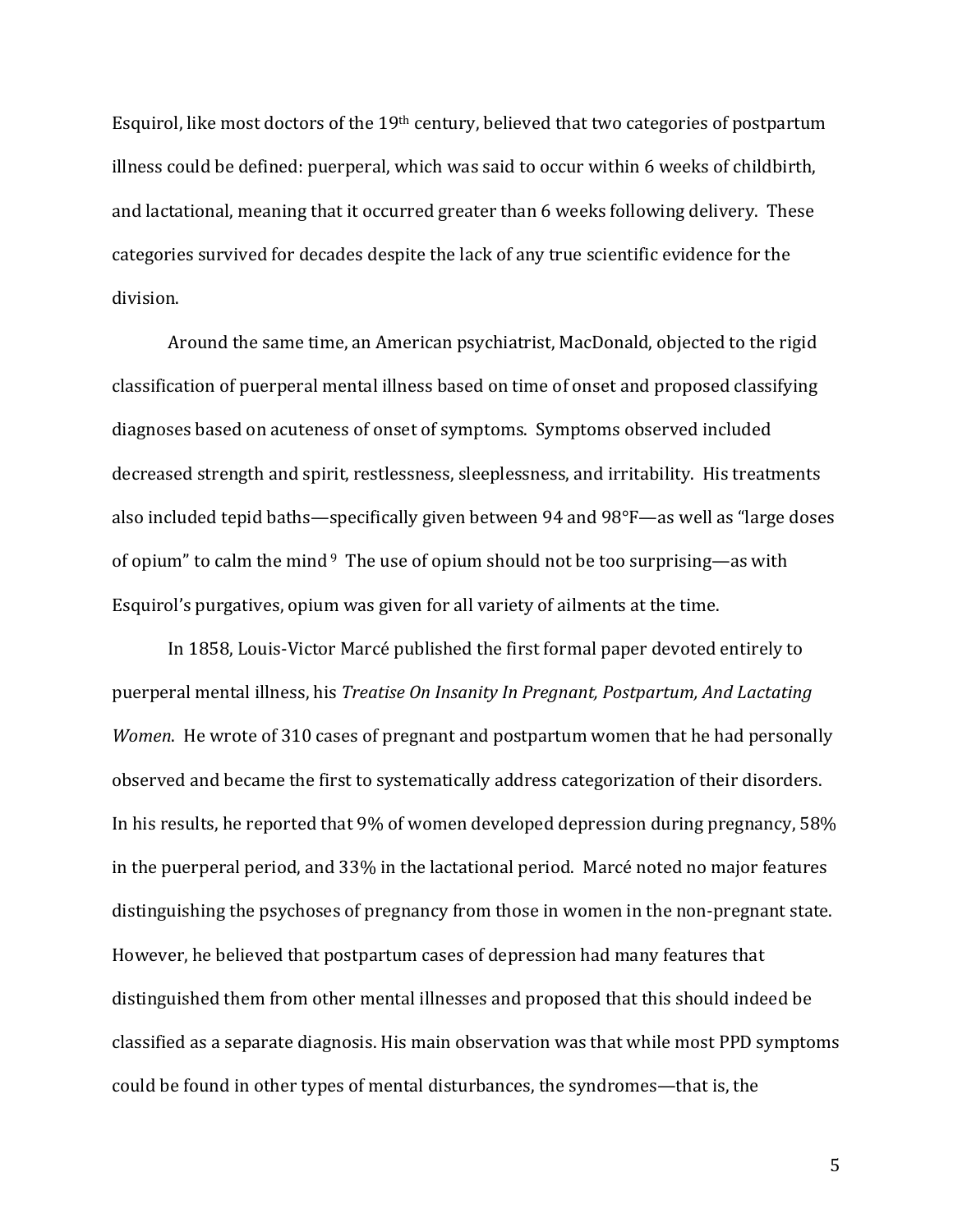Esquirol, like most doctors of the 19th century, believed that two categories of postpartum illness could be defined: puerperal, which was said to occur within 6 weeks of childbirth, and lactational, meaning that it occurred greater than 6 weeks following delivery. These categories survived for decades despite the lack of any true scientific evidence for the division.

Around the same time, an American psychiatrist, MacDonald, objected to the rigid classification of puerperal mental illness based on time of onset and proposed classifying diagnoses based on acuteness of onset of symptoms. Symptoms observed included decreased strength and spirit, restlessness, sleeplessness, and irritability. His treatments also included tepid baths—specifically given between 94 and 98°F—as well as "large doses of opium" to calm the mind [9] The use of opium should not be too surprising—as with Esquirol's purgatives, opium was given for all variety of ailments at the time.

In 1858, Louis-Victor Marcé published the first formal paper devoted entirely to puerperal mental illness, his *Treatise On Insanity In Pregnant, Postpartum, And Lactating Women*. He wrote of 310 cases of pregnant and postpartum women that he had personally observed and became the first to systematically address categorization of their disorders. In his results, he reported that 9% of women developed depression during pregnancy, 58% in the puerperal period, and 33% in the lactational period. Marcé noted no major features distinguishing the psychoses of pregnancy from those in women in the non-pregnant state. However, he believed that postpartum cases of depression had many features that distinguished them from other mental illnesses and proposed that this should indeed be classified as a separate diagnosis. His main observation was that while most PPD symptoms could be found in other types of mental disturbances, the syndromes—that is, the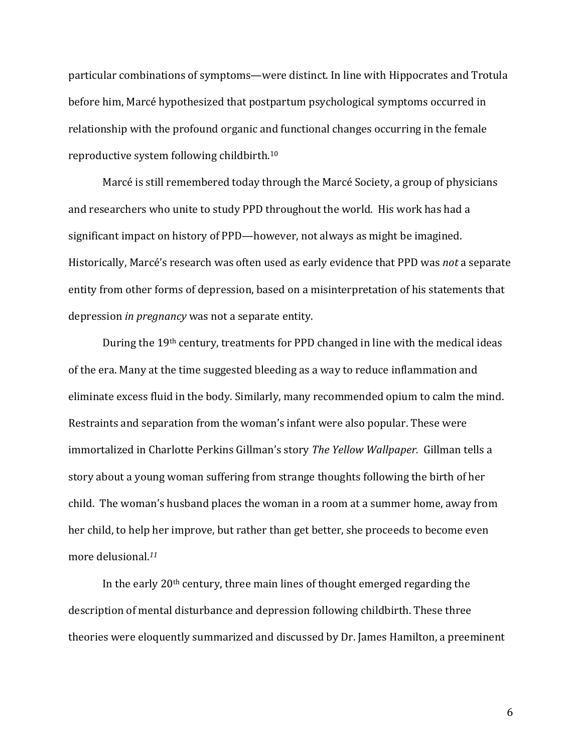particular combinations of symptoms—were distinct. In line with Hippocrates and Trotula before him, Marcé hypothesized that postpartum psychological symptoms occurred in relationship with the profound organic and functional changes occurring in the female reproductive system following childbirth.[10]

Marcé is still remembered today through the Marcé Society, a group of physicians and researchers who unite to study PPD throughout the world. His work has had a significant impact on history of PPD—however, not always as might be imagined. Historically, Marcé's research was often used as early evidence that PPD was *not* a separate entity from other forms of depression, based on a misinterpretation of his statements that depression *in pregnancy* was not a separate entity.

During the 19th century, treatments for PPD changed in line with the medical ideas of the era. Many at the time suggested bleeding as a way to reduce inflammation and eliminate excess fluid in the body. Similarly, many recommended opium to calm the mind. Restraints and separation from the woman's infant were also popular. These were immortalized in Charlotte Perkins Gillman's story *The Yellow Wallpaper.* Gillman tells a story about a young woman suffering from strange thoughts following the birth of her child. The woman's husband places the woman in a room at a summer home, away from her child, to help her improve, but rather than get better, she proceeds to become even more delusional.[11]

In the early 20th century, three main lines of thought emerged regarding the description of mental disturbance and depression following childbirth. These three theories were eloquently summarized and discussed by Dr. James Hamilton, a preeminent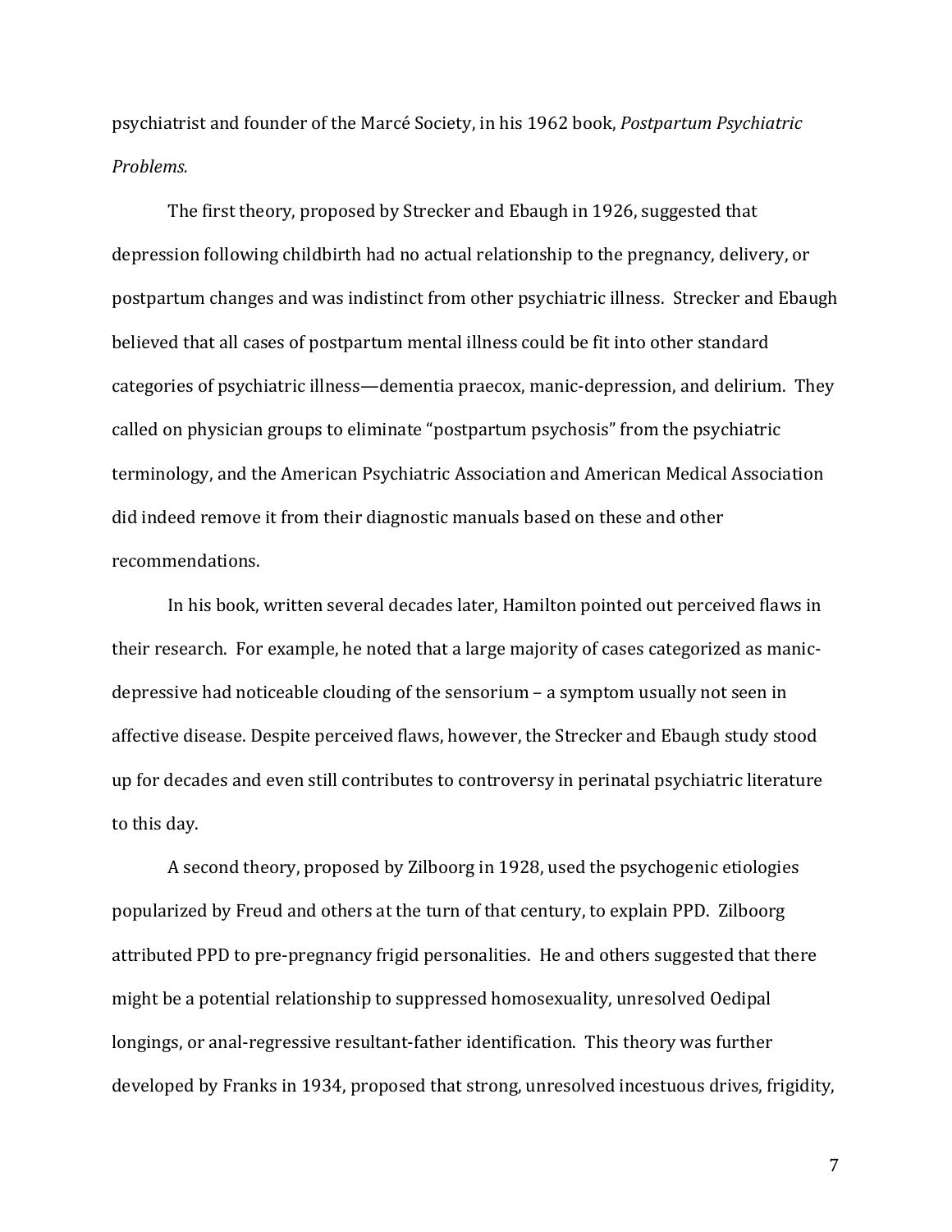psychiatrist and founder of the Marcé Society, in his 1962 book, *Postpartum Psychiatric Problems.*

The first theory, proposed by Strecker and Ebaugh in 1926, suggested that depression following childbirth had no actual relationship to the pregnancy, delivery, or postpartum changes and was indistinct from other psychiatric illness. Strecker and Ebaugh believed that all cases of postpartum mental illness could be fit into other standard categories of psychiatric illness—dementia praecox, manic-depression, and delirium. They called on physician groups to eliminate "postpartum psychosis" from the psychiatric terminology, and the American Psychiatric Association and American Medical Association did indeed remove it from their diagnostic manuals based on these and other recommendations.

In his book, written several decades later, Hamilton pointed out perceived flaws in their research. For example, he noted that a large majority of cases categorized as manic-depressive had noticeable clouding of the sensorium – a symptom usually not seen in affective disease. Despite perceived flaws, however, the Strecker and Ebaugh study stood up for decades and even still contributes to controversy in perinatal psychiatric literature to this day.

A second theory, proposed by Zilboorg in 1928, used the psychogenic etiologies popularized by Freud and others at the turn of that century, to explain PPD. Zilboorg attributed PPD to pre-pregnancy frigid personalities. He and others suggested that there might be a potential relationship to suppressed homosexuality, unresolved Oedipal longings, or anal-regressive resultant-father identification. This theory was further developed by Franks in 1934, proposed that strong, unresolved incestuous drives, frigidity,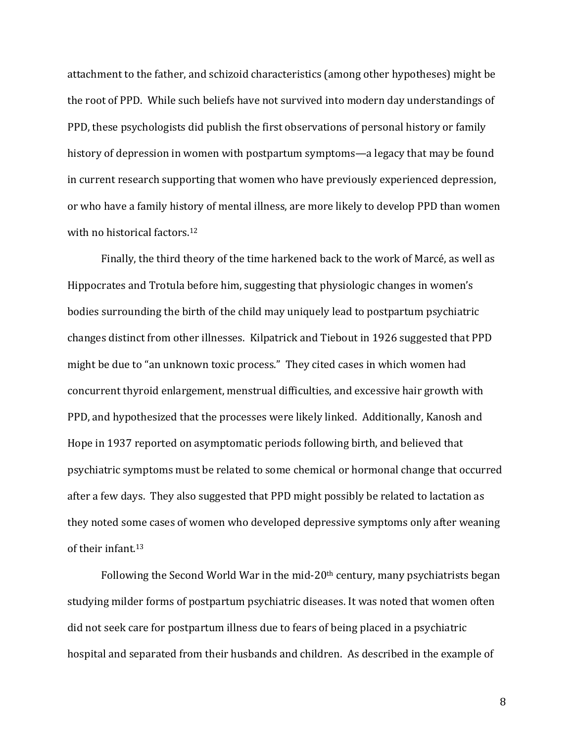attachment to the father, and schizoid characteristics (among other hypotheses) might be the root of PPD. While such beliefs have not survived into modern day understandings of PPD, these psychologists did publish the first observations of personal history or family history of depression in women with postpartum symptoms—a legacy that may be found in current research supporting that women who have previously experienced depression, or who have a family history of mental illness, are more likely to develop PPD than women with no historical factors.[12]

Finally, the third theory of the time harkened back to the work of Marcé, as well as Hippocrates and Trotula before him, suggesting that physiologic changes in women's bodies surrounding the birth of the child may uniquely lead to postpartum psychiatric changes distinct from other illnesses. Kilpatrick and Tiebout in 1926 suggested that PPD might be due to "an unknown toxic process." They cited cases in which women had concurrent thyroid enlargement, menstrual difficulties, and excessive hair growth with PPD, and hypothesized that the processes were likely linked. Additionally, Kanosh and Hope in 1937 reported on asymptomatic periods following birth, and believed that psychiatric symptoms must be related to some chemical or hormonal change that occurred after a few days. They also suggested that PPD might possibly be related to lactation as they noted some cases of women who developed depressive symptoms only after weaning of their infant.[13]

Following the Second World War in the mid-20th century, many psychiatrists began studying milder forms of postpartum psychiatric diseases. It was noted that women often did not seek care for postpartum illness due to fears of being placed in a psychiatric hospital and separated from their husbands and children. As described in the example of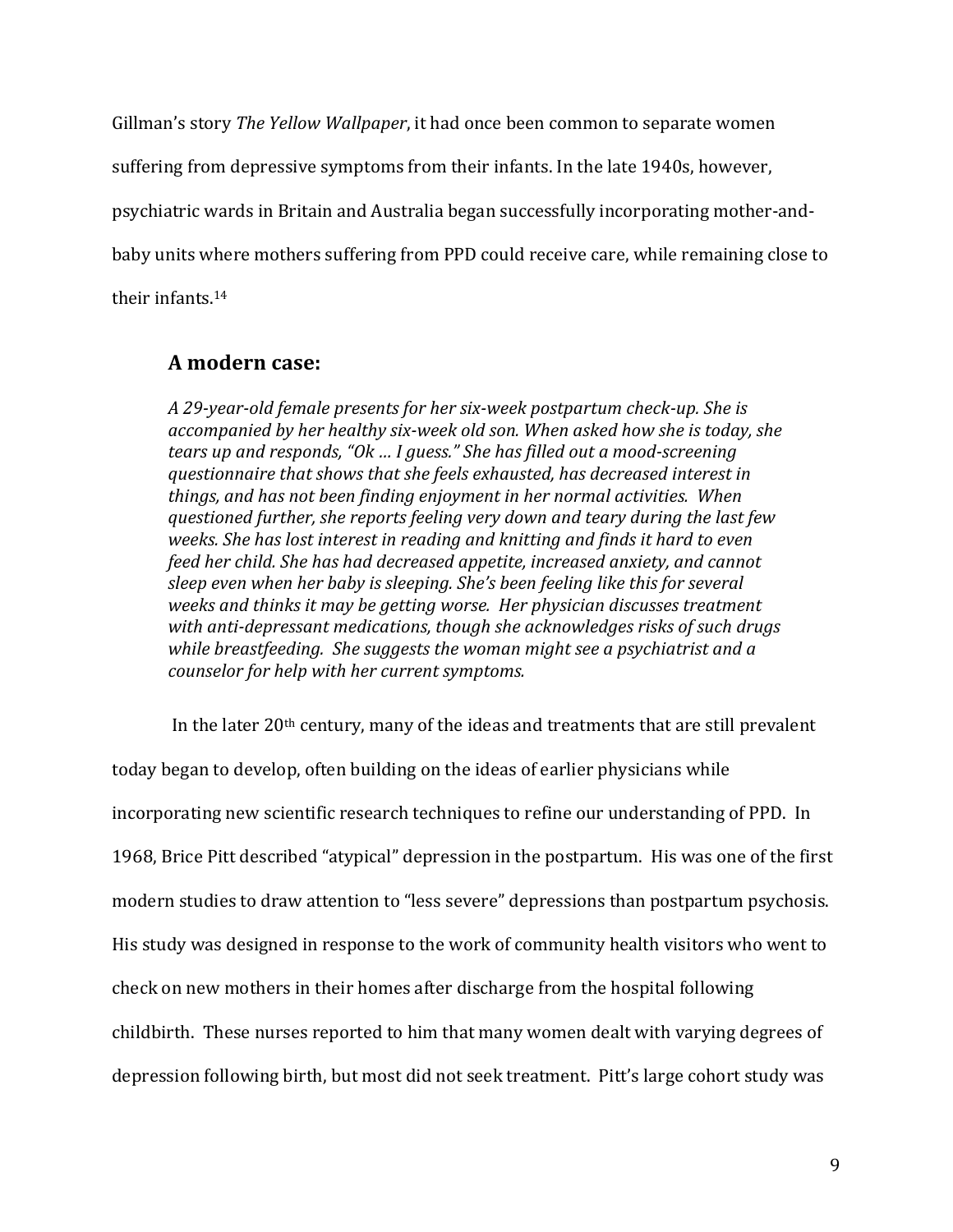Gillman's story *The Yellow Wallpaper*, it had once been common to separate women suffering from depressive symptoms from their infants. In the late 1940s, however, psychiatric wards in Britain and Australia began successfully incorporating mother-and-baby units where mothers suffering from PPD could receive care, while remaining close to their infants.[14]

### A modern case:

*A 29-year-old female presents for her six-week postpartum check-up. She is accompanied by her healthy six-week old son. When asked how she is today, she tears up and responds, "Ok … I guess." She has filled out a mood-screening questionnaire that shows that she feels exhausted, has decreased interest in things, and has not been finding enjoyment in her normal activities. When questioned further, she reports feeling very down and teary during the last few weeks. She has lost interest in reading and knitting and finds it hard to even feed her child. She has had decreased appetite, increased anxiety, and cannot sleep even when her baby is sleeping. She's been feeling like this for several weeks and thinks it may be getting worse. Her physician discusses treatment with anti-depressant medications, though she acknowledges risks of such drugs while breastfeeding. She suggests the woman might see a psychiatrist and a counselor for help with her current symptoms.*

In the later 20th century, many of the ideas and treatments that are still prevalent today began to develop, often building on the ideas of earlier physicians while incorporating new scientific research techniques to refine our understanding of PPD. In 1968, Brice Pitt described "atypical" depression in the postpartum. His was one of the first modern studies to draw attention to "less severe" depressions than postpartum psychosis. His study was designed in response to the work of community health visitors who went to check on new mothers in their homes after discharge from the hospital following childbirth. These nurses reported to him that many women dealt with varying degrees of depression following birth, but most did not seek treatment. Pitt's large cohort study was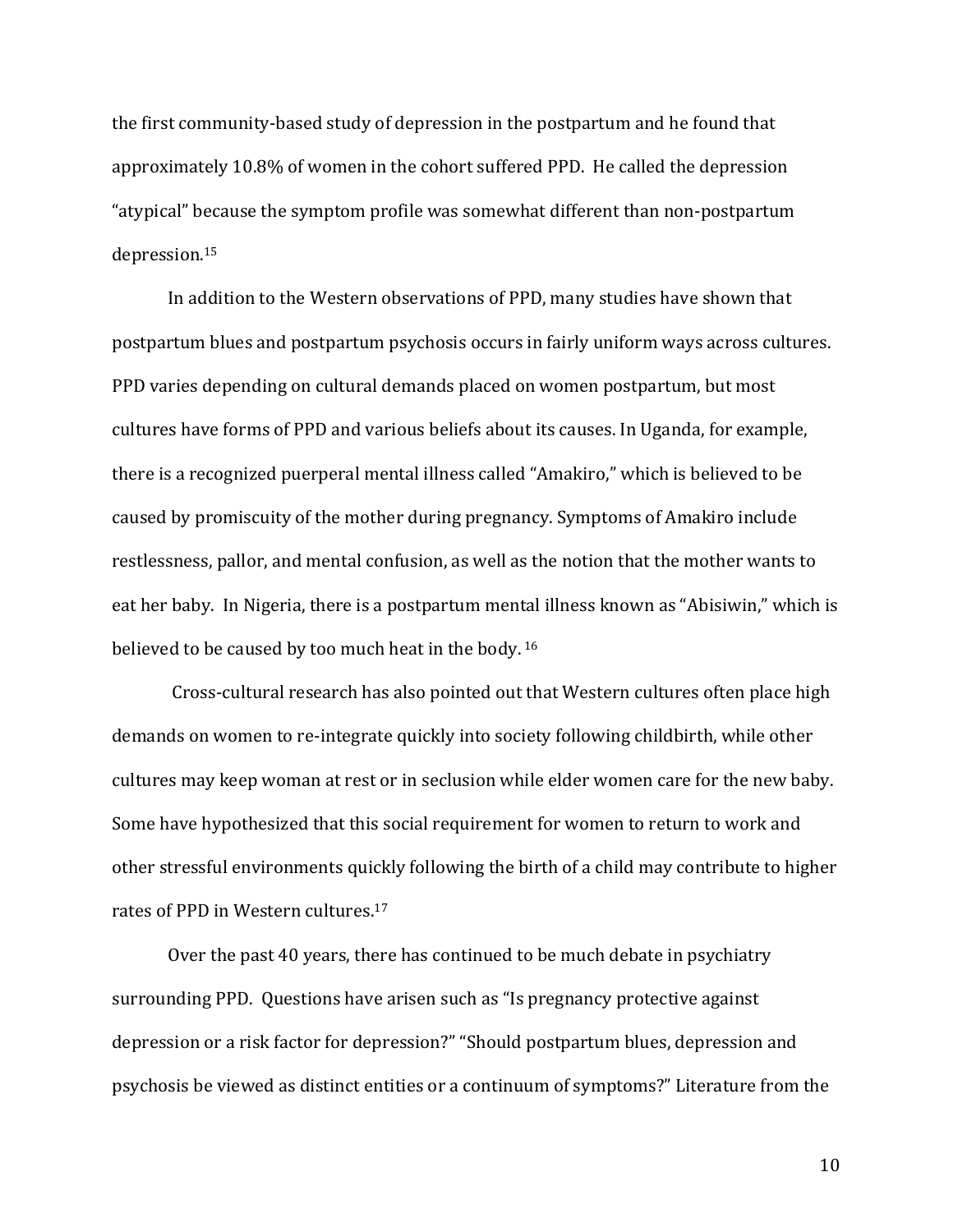the first community-based study of depression in the postpartum and he found that approximately 10.8% of women in the cohort suffered PPD. He called the depression "atypical" because the symptom profile was somewhat different than non-postpartum depression.[15]

In addition to the Western observations of PPD, many studies have shown that postpartum blues and postpartum psychosis occurs in fairly uniform ways across cultures. PPD varies depending on cultural demands placed on women postpartum, but most cultures have forms of PPD and various beliefs about its causes. In Uganda, for example, there is a recognized puerperal mental illness called "Amakiro," which is believed to be caused by promiscuity of the mother during pregnancy. Symptoms of Amakiro include restlessness, pallor, and mental confusion, as well as the notion that the mother wants to eat her baby. In Nigeria, there is a postpartum mental illness known as "Abisiwin," which is believed to be caused by too much heat in the body. [16]

Cross-cultural research has also pointed out that Western cultures often place high demands on women to re-integrate quickly into society following childbirth, while other cultures may keep woman at rest or in seclusion while elder women care for the new baby. Some have hypothesized that this social requirement for women to return to work and other stressful environments quickly following the birth of a child may contribute to higher rates of PPD in Western cultures.[17]

Over the past 40 years, there has continued to be much debate in psychiatry surrounding PPD. Questions have arisen such as "Is pregnancy protective against depression or a risk factor for depression?" "Should postpartum blues, depression and psychosis be viewed as distinct entities or a continuum of symptoms?" Literature from the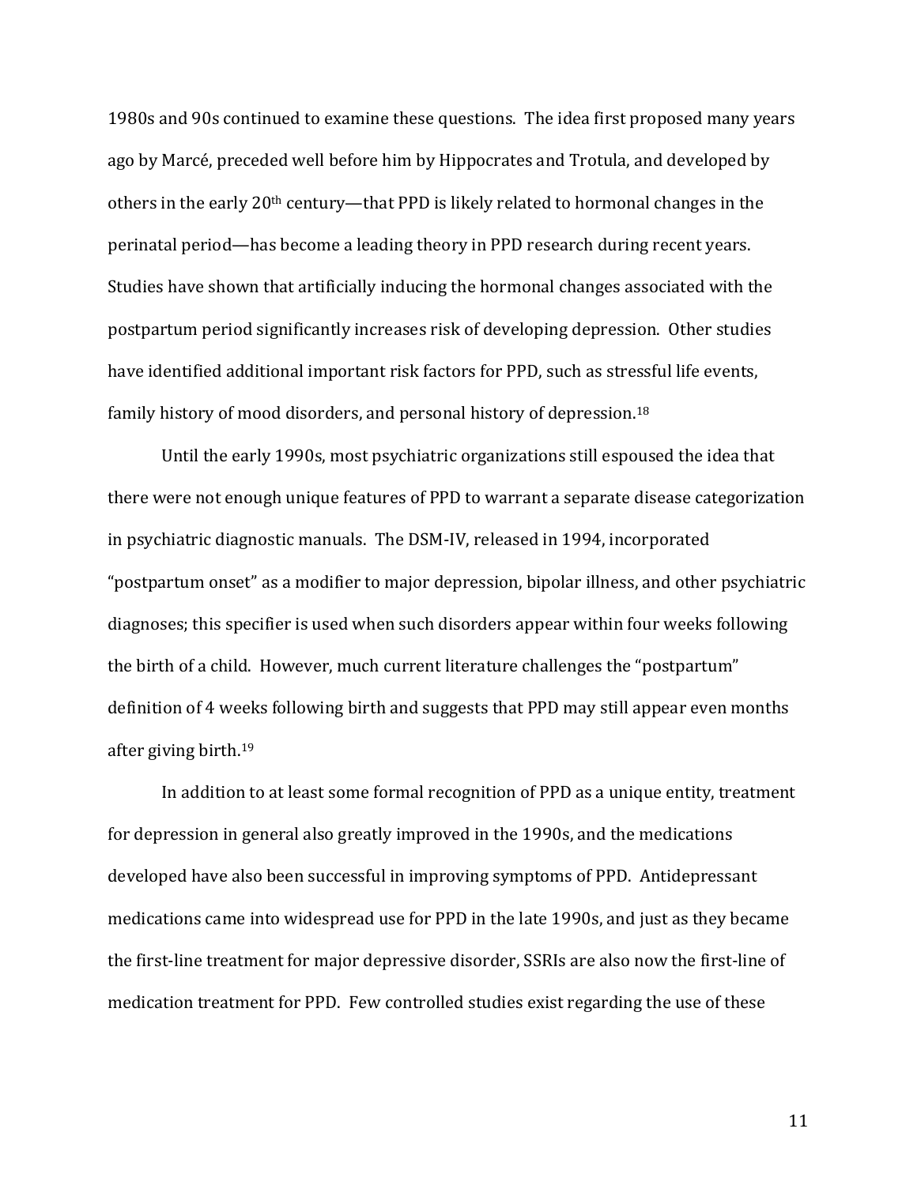1980s and 90s continued to examine these questions. The idea first proposed many years ago by Marcé, preceded well before him by Hippocrates and Trotula, and developed by others in the early 20th century—that PPD is likely related to hormonal changes in the perinatal period—has become a leading theory in PPD research during recent years. Studies have shown that artificially inducing the hormonal changes associated with the postpartum period significantly increases risk of developing depression. Other studies have identified additional important risk factors for PPD, such as stressful life events, family history of mood disorders, and personal history of depression.[18]

Until the early 1990s, most psychiatric organizations still espoused the idea that there were not enough unique features of PPD to warrant a separate disease categorization in psychiatric diagnostic manuals. The DSM-IV, released in 1994, incorporated "postpartum onset" as a modifier to major depression, bipolar illness, and other psychiatric diagnoses; this specifier is used when such disorders appear within four weeks following the birth of a child. However, much current literature challenges the "postpartum" definition of 4 weeks following birth and suggests that PPD may still appear even months after giving birth.[19]

In addition to at least some formal recognition of PPD as a unique entity, treatment for depression in general also greatly improved in the 1990s, and the medications developed have also been successful in improving symptoms of PPD. Antidepressant medications came into widespread use for PPD in the late 1990s, and just as they became the first-line treatment for major depressive disorder, SSRIs are also now the first-line of medication treatment for PPD. Few controlled studies exist regarding the use of these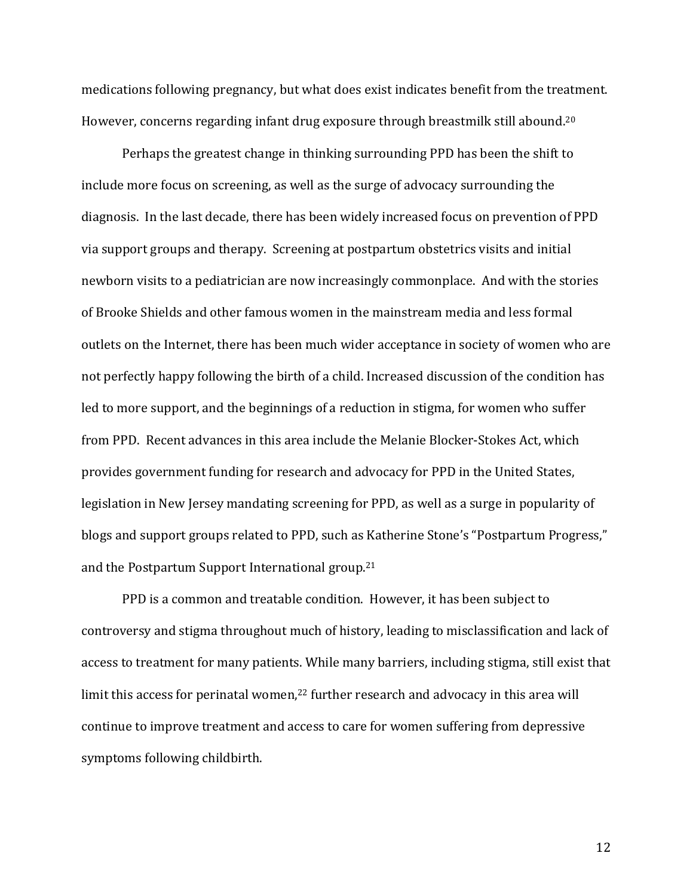medications following pregnancy, but what does exist indicates benefit from the treatment. However, concerns regarding infant drug exposure through breastmilk still abound.[20]

Perhaps the greatest change in thinking surrounding PPD has been the shift to include more focus on screening, as well as the surge of advocacy surrounding the diagnosis. In the last decade, there has been widely increased focus on prevention of PPD via support groups and therapy. Screening at postpartum obstetrics visits and initial newborn visits to a pediatrician are now increasingly commonplace. And with the stories of Brooke Shields and other famous women in the mainstream media and less formal outlets on the Internet, there has been much wider acceptance in society of women who are not perfectly happy following the birth of a child. Increased discussion of the condition has led to more support, and the beginnings of a reduction in stigma, for women who suffer from PPD. Recent advances in this area include the Melanie Blocker-Stokes Act, which provides government funding for research and advocacy for PPD in the United States, legislation in New Jersey mandating screening for PPD, as well as a surge in popularity of blogs and support groups related to PPD, such as Katherine Stone's "Postpartum Progress," and the Postpartum Support International group.[21]

PPD is a common and treatable condition. However, it has been subject to controversy and stigma throughout much of history, leading to misclassification and lack of access to treatment for many patients. While many barriers, including stigma, still exist that limit this access for perinatal women,[22] further research and advocacy in this area will continue to improve treatment and access to care for women suffering from depressive symptoms following childbirth.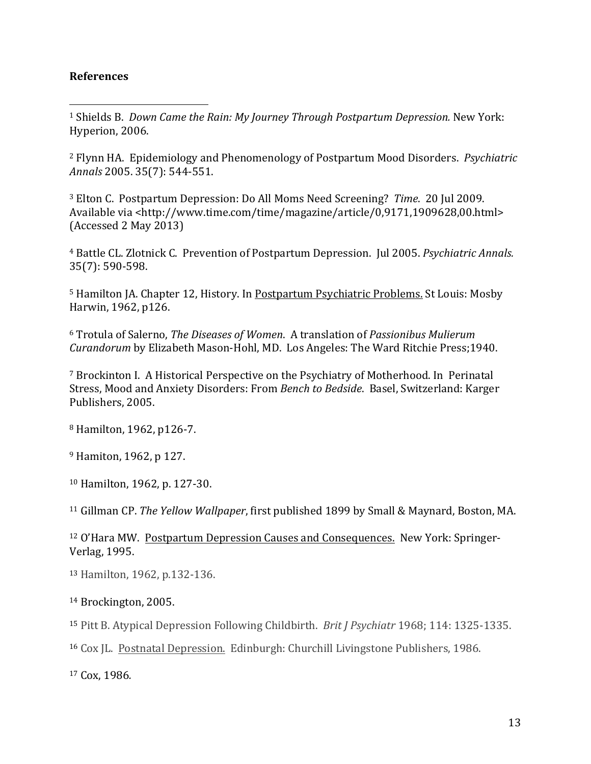**References**

---

[1] Shields B. *Down Came the Rain: My Journey Through Postpartum Depression.* New York: Hyperion, 2006.

[2] Flynn HA. Epidemiology and Phenomenology of Postpartum Mood Disorders. *Psychiatric Annals* 2005. 35(7): 544-551.

[3] Elton C. Postpartum Depression: Do All Moms Need Screening? *Time*. 20 Jul 2009. Available via <http://www.time.com/time/magazine/article/0,9171,1909628,00.html> (Accessed 2 May 2013)

[4] Battle CL. Zlotnick C. Prevention of Postpartum Depression. Jul 2005. *Psychiatric Annals.* 35(7): 590-598.

[5] Hamilton JA. Chapter 12, History. In <u>Postpartum Psychiatric Problems.</u> St Louis: Mosby Harwin, 1962, p126.

[6] Trotula of Salerno, *The Diseases of Women*. A translation of *Passionibus Mulierum Curandorum* by Elizabeth Mason-Hohl, MD. Los Angeles: The Ward Ritchie Press;1940.

[7] Brockinton I. A Historical Perspective on the Psychiatry of Motherhood. In Perinatal Stress, Mood and Anxiety Disorders: From *Bench to Bedside*. Basel, Switzerland: Karger Publishers, 2005.

[8] Hamilton, 1962, p126-7.

[9] Hamiton, 1962, p 127.

[10] Hamilton, 1962, p. 127-30.

[11] Gillman CP. *The Yellow Wallpaper*, first published 1899 by Small & Maynard, Boston, MA.

[12] O'Hara MW. <u>Postpartum Depression Causes and Consequences.</u> New York: Springer-Verlag, 1995.

[13] Hamilton, 1962, p.132-136.

[14] Brockington, 2005.

[15] Pitt B. Atypical Depression Following Childbirth. *Brit J Psychiatr* 1968; 114: 1325-1335.

[16] Cox JL. <u>Postnatal Depression.</u> Edinburgh: Churchill Livingstone Publishers, 1986.

[17] Cox, 1986.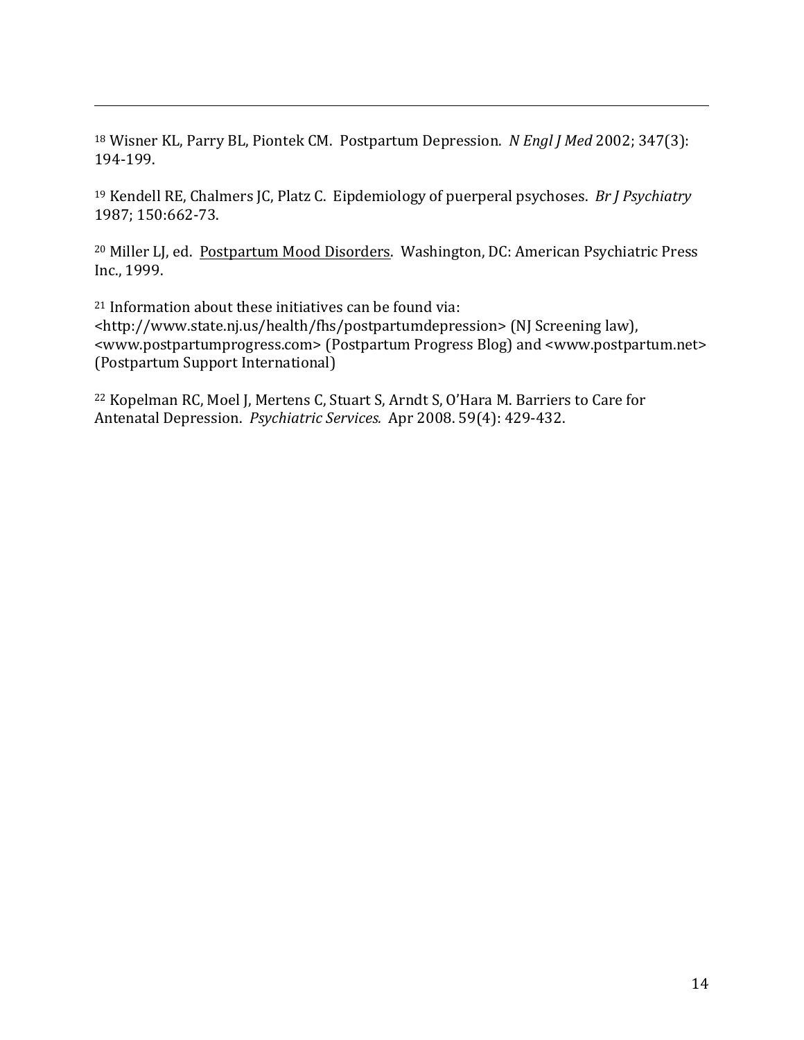[18] Wisner KL, Parry BL, Piontek CM. Postpartum Depression. *N Engl J Med* 2002; 347(3): 194-199.

[19] Kendell RE, Chalmers JC, Platz C. Eipdemiology of puerperal psychoses. *Br J Psychiatry* 1987; 150:662-73.

[20] Miller LJ, ed. Postpartum Mood Disorders. Washington, DC: American Psychiatric Press Inc., 1999.

[21] Information about these initiatives can be found via: <http://www.state.nj.us/health/fhs/postpartumdepression> (NJ Screening law), <www.postpartumprogress.com> (Postpartum Progress Blog) and <www.postpartum.net> (Postpartum Support International)

[22] Kopelman RC, Moel J, Mertens C, Stuart S, Arndt S, O'Hara M. Barriers to Care for Antenatal Depression. *Psychiatric Services.* Apr 2008. 59(4): 429-432.